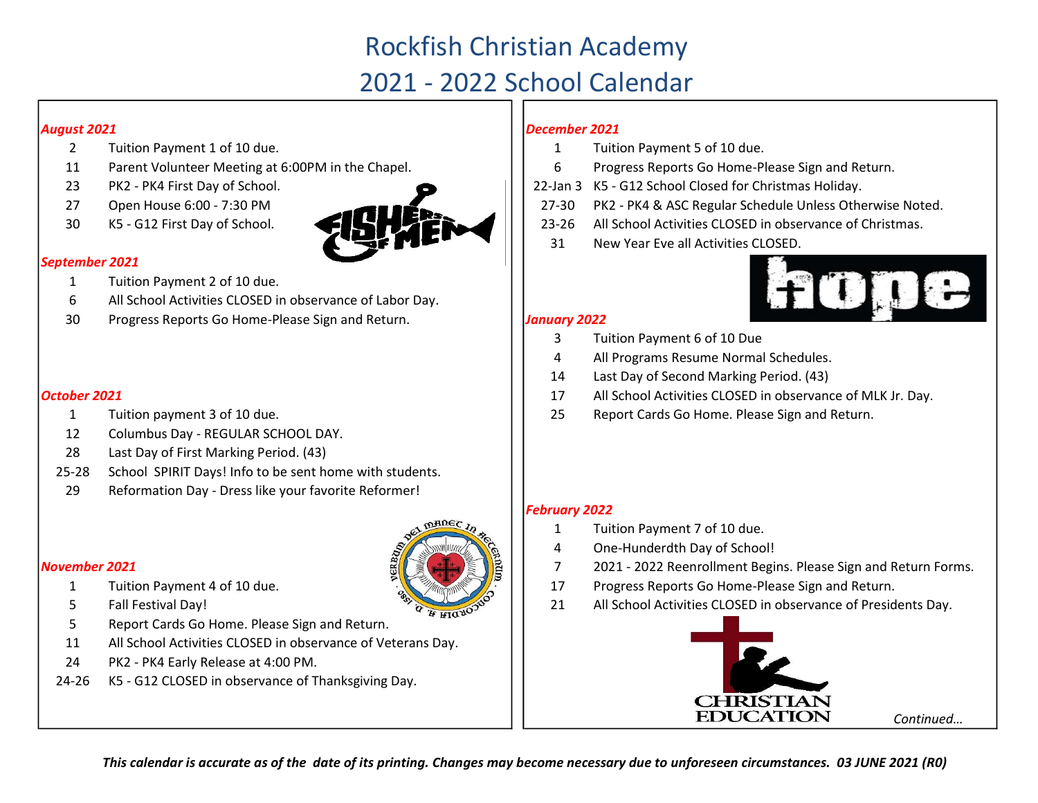# Rockfish Christian Academy
# 2021 - 2022 School Calendar

### *August 2021*

| | |
|---|---|
| 2 | Tuition Payment 1 of 10 due. |
| 11 | Parent Volunteer Meeting at 6:00PM in the Chapel. |
| 23 | PK2 - PK4 First Day of School. |
| 27 | Open House 6:00 - 7:30 PM |
| 30 | K5 - G12 First Day of School. |

### *September 2021*

| | |
|---|---|
| 1 | Tuition Payment 2 of 10 due. |
| 6 | All School Activities CLOSED in observance of Labor Day. |
| 30 | Progress Reports Go Home-Please Sign and Return. |

### *October 2021*

| | |
|---|---|
| 1 | Tuition payment 3 of 10 due. |
| 12 | Columbus Day - REGULAR SCHOOL DAY. |
| 28 | Last Day of First Marking Period. (43) |
| 25-28 | School SPIRIT Days! Info to be sent home with students. |
| 29 | Reformation Day - Dress like your favorite Reformer! |

### *November 2021*

| | |
|---|---|
| 1 | Tuition Payment 4 of 10 due. |
| 5 | Fall Festival Day! |
| 5 | Report Cards Go Home. Please Sign and Return. |
| 11 | All School Activities CLOSED in observance of Veterans Day. |
| 24 | PK2 - PK4 Early Release at 4:00 PM. |
| 24-26 | K5 - G12 CLOSED in observance of Thanksgiving Day. |

### *December 2021*

| | |
|---|---|
| 1 | Tuition Payment 5 of 10 due. |
| 6 | Progress Reports Go Home-Please Sign and Return. |
| 22-Jan 3 | K5 - G12 School Closed for Christmas Holiday. |
| 27-30 | PK2 - PK4 & ASC Regular Schedule Unless Otherwise Noted. |
| 23-26 | All School Activities CLOSED in observance of Christmas. |
| 31 | New Year Eve all Activities CLOSED. |

### *January 2022*

| | |
|---|---|
| 3 | Tuition Payment 6 of 10 Due |
| 4 | All Programs Resume Normal Schedules. |
| 14 | Last Day of Second Marking Period. (43) |
| 17 | All School Activities CLOSED in observance of MLK Jr. Day. |
| 25 | Report Cards Go Home. Please Sign and Return. |

### *February 2022*

| | |
|---|---|
| 1 | Tuition Payment 7 of 10 due. |
| 4 | One-Hunderdth Day of School! |
| 7 | 2021 - 2022 Reenrollment Begins. Please Sign and Return Forms. |
| 17 | Progress Reports Go Home-Please Sign and Return. |
| 21 | All School Activities CLOSED in observance of Presidents Day. |

*Continued…*

***This calendar is accurate as of the date of its printing. Changes may become necessary due to unforeseen circumstances. 03 JUNE 2021 (R0)***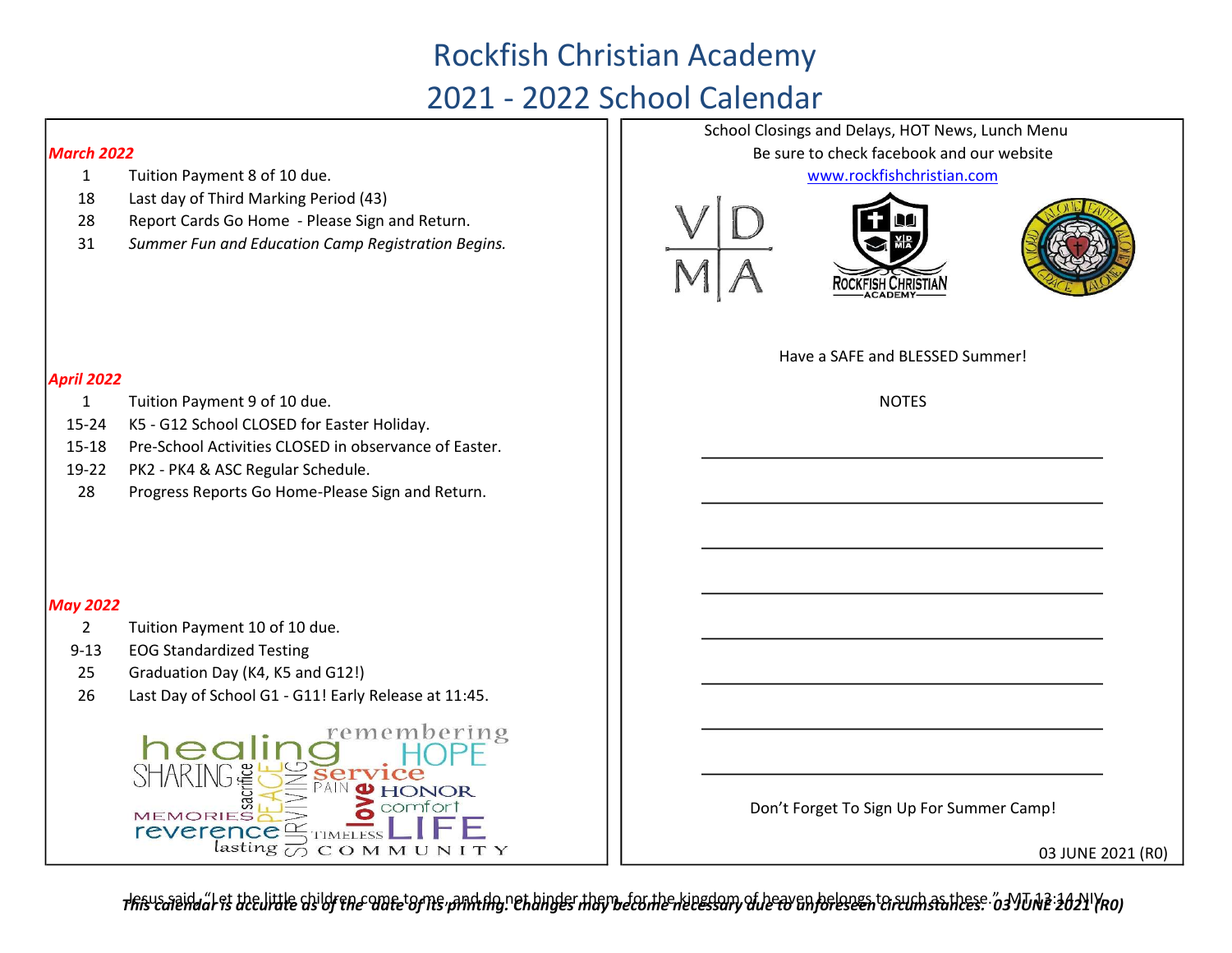# Rockfish Christian Academy
# 2021 - 2022 School Calendar

***March 2022***

- 1 Tuition Payment 8 of 10 due.
- 18 Last day of Third Marking Period (43)
- 28 Report Cards Go Home - Please Sign and Return.
- 31 *Summer Fun and Education Camp Registration Begins.*

***April 2022***

- 1 Tuition Payment 9 of 10 due.
- 15-24 K5 - G12 School CLOSED for Easter Holiday.
- 15-18 Pre-School Activities CLOSED in observance of Easter.
- 19-22 PK2 - PK4 & ASC Regular Schedule.
- 28 Progress Reports Go Home-Please Sign and Return.

***May 2022***

- 2 Tuition Payment 10 of 10 due.
- 9-13 EOG Standardized Testing
- 25 Graduation Day (K4, K5 and G12!)
- 26 Last Day of School G1 - G11! Early Release at 11:45.

School Closings and Delays, HOT News, Lunch Menu
Be sure to check facebook and our website
[www.rockfishchristian.com](http://www.rockfishchristian.com)

Have a SAFE and BLESSED Summer!

NOTES

\_\_\_\_\_\_\_\_\_\_\_\_\_\_\_\_\_\_\_\_\_\_\_\_\_\_\_\_\_\_\_\_\_\_\_\_\_\_\_\_

\_\_\_\_\_\_\_\_\_\_\_\_\_\_\_\_\_\_\_\_\_\_\_\_\_\_\_\_\_\_\_\_\_\_\_\_\_\_\_\_

\_\_\_\_\_\_\_\_\_\_\_\_\_\_\_\_\_\_\_\_\_\_\_\_\_\_\_\_\_\_\_\_\_\_\_\_\_\_\_\_

\_\_\_\_\_\_\_\_\_\_\_\_\_\_\_\_\_\_\_\_\_\_\_\_\_\_\_\_\_\_\_\_\_\_\_\_\_\_\_\_

\_\_\_\_\_\_\_\_\_\_\_\_\_\_\_\_\_\_\_\_\_\_\_\_\_\_\_\_\_\_\_\_\_\_\_\_\_\_\_\_

\_\_\_\_\_\_\_\_\_\_\_\_\_\_\_\_\_\_\_\_\_\_\_\_\_\_\_\_\_\_\_\_\_\_\_\_\_\_\_\_

\_\_\_\_\_\_\_\_\_\_\_\_\_\_\_\_\_\_\_\_\_\_\_\_\_\_\_\_\_\_\_\_\_\_\_\_\_\_\_\_

\_\_\_\_\_\_\_\_\_\_\_\_\_\_\_\_\_\_\_\_\_\_\_\_\_\_\_\_\_\_\_\_\_\_\_\_\_\_\_\_

Don't Forget To Sign Up For Summer Camp!

03 JUNE 2021 (R0)

Jesus said, "Let the little children come to me, and do not hinder them, for the kingdom of heaven belongs to such as these." MT 13:14 NIV

***This calendar is accurate as of the date of its printing. Changes may become necessary due to unforeseen circumstances. 03 JUNE 2021 (R0)***